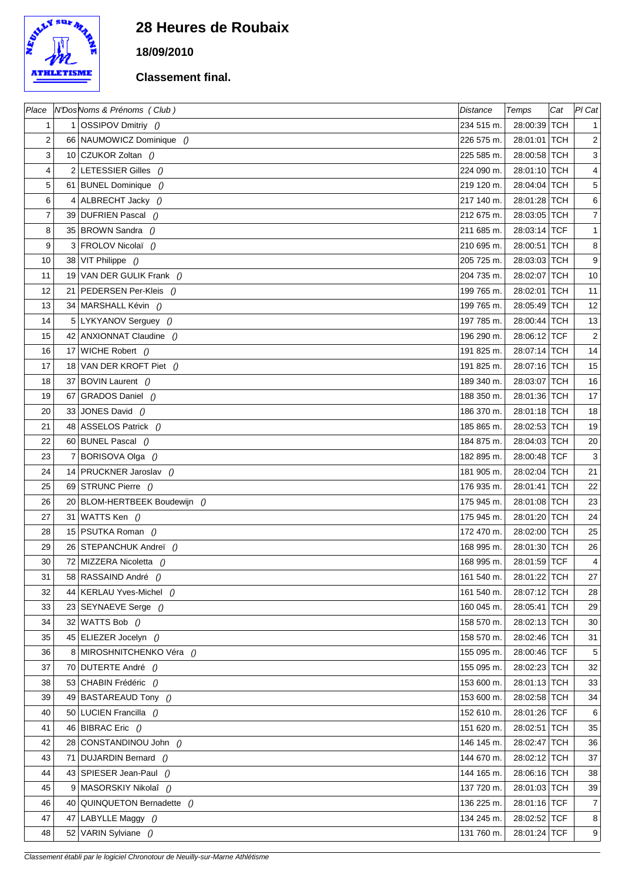# 28 Heures de Roubaix

**18/09/2010**

**Classement final.**

| Place | N°Dos | Noms & Prénoms ( Club ) | Distance | Temps | Cat | Pl Cat |
|---|---|---|---|---|---|---|
| 1 | 1 | OSSIPOV Dmitriy () | 234 515 m. | 28:00:39 | TCH | 1 |
| 2 | 66 | NAUMOWICZ Dominique () | 226 575 m. | 28:01:01 | TCH | 2 |
| 3 | 10 | CZUKOR Zoltan () | 225 585 m. | 28:00:58 | TCH | 3 |
| 4 | 2 | LETESSIER Gilles () | 224 090 m. | 28:01:10 | TCH | 4 |
| 5 | 61 | BUNEL Dominique () | 219 120 m. | 28:04:04 | TCH | 5 |
| 6 | 4 | ALBRECHT Jacky () | 217 140 m. | 28:01:28 | TCH | 6 |
| 7 | 39 | DUFRIEN Pascal () | 212 675 m. | 28:03:05 | TCH | 7 |
| 8 | 35 | BROWN Sandra () | 211 685 m. | 28:03:14 | TCF | 1 |
| 9 | 3 | FROLOV Nicolaï () | 210 695 m. | 28:00:51 | TCH | 8 |
| 10 | 38 | VIT Philippe () | 205 725 m. | 28:03:03 | TCH | 9 |
| 11 | 19 | VAN DER GULIK Frank () | 204 735 m. | 28:02:07 | TCH | 10 |
| 12 | 21 | PEDERSEN Per-Kleis () | 199 765 m. | 28:02:01 | TCH | 11 |
| 13 | 34 | MARSHALL Kévin () | 199 765 m. | 28:05:49 | TCH | 12 |
| 14 | 5 | LYKYANOV Serguey () | 197 785 m. | 28:00:44 | TCH | 13 |
| 15 | 42 | ANXIONNAT Claudine () | 196 290 m. | 28:06:12 | TCF | 2 |
| 16 | 17 | WICHE Robert () | 191 825 m. | 28:07:14 | TCH | 14 |
| 17 | 18 | VAN DER KROFT Piet () | 191 825 m. | 28:07:16 | TCH | 15 |
| 18 | 37 | BOVIN Laurent () | 189 340 m. | 28:03:07 | TCH | 16 |
| 19 | 67 | GRADOS Daniel () | 188 350 m. | 28:01:36 | TCH | 17 |
| 20 | 33 | JONES David () | 186 370 m. | 28:01:18 | TCH | 18 |
| 21 | 48 | ASSELOS Patrick () | 185 865 m. | 28:02:53 | TCH | 19 |
| 22 | 60 | BUNEL Pascal () | 184 875 m. | 28:04:03 | TCH | 20 |
| 23 | 7 | BORISOVA Olga () | 182 895 m. | 28:00:48 | TCF | 3 |
| 24 | 14 | PRUCKNER Jaroslav () | 181 905 m. | 28:02:04 | TCH | 21 |
| 25 | 69 | STRUNC Pierre () | 176 935 m. | 28:01:41 | TCH | 22 |
| 26 | 20 | BLOM-HERTBEEK Boudewijn () | 175 945 m. | 28:01:08 | TCH | 23 |
| 27 | 31 | WATTS Ken () | 175 945 m. | 28:01:20 | TCH | 24 |
| 28 | 15 | PSUTKA Roman () | 172 470 m. | 28:02:00 | TCH | 25 |
| 29 | 26 | STEPANCHUK Andreï () | 168 995 m. | 28:01:30 | TCH | 26 |
| 30 | 72 | MIZZERA Nicoletta () | 168 995 m. | 28:01:59 | TCF | 4 |
| 31 | 58 | RASSAIND André () | 161 540 m. | 28:01:22 | TCH | 27 |
| 32 | 44 | KERLAU Yves-Michel () | 161 540 m. | 28:07:12 | TCH | 28 |
| 33 | 23 | SEYNAEVE Serge () | 160 045 m. | 28:05:41 | TCH | 29 |
| 34 | 32 | WATTS Bob () | 158 570 m. | 28:02:13 | TCH | 30 |
| 35 | 45 | ELIEZER Jocelyn () | 158 570 m. | 28:02:46 | TCH | 31 |
| 36 | 8 | MIROSHNITCHENKO Véra () | 155 095 m. | 28:00:46 | TCF | 5 |
| 37 | 70 | DUTERTE André () | 155 095 m. | 28:02:23 | TCH | 32 |
| 38 | 53 | CHABIN Frédéric () | 153 600 m. | 28:01:13 | TCH | 33 |
| 39 | 49 | BASTAREAUD Tony () | 153 600 m. | 28:02:58 | TCH | 34 |
| 40 | 50 | LUCIEN Francilla () | 152 610 m. | 28:01:26 | TCF | 6 |
| 41 | 46 | BIBRAC Eric () | 151 620 m. | 28:02:51 | TCH | 35 |
| 42 | 28 | CONSTANDINOU John () | 146 145 m. | 28:02:47 | TCH | 36 |
| 43 | 71 | DUJARDIN Bernard () | 144 670 m. | 28:02:12 | TCH | 37 |
| 44 | 43 | SPIESER Jean-Paul () | 144 165 m. | 28:06:16 | TCH | 38 |
| 45 | 9 | MASORSKIY Nikolaî () | 137 720 m. | 28:01:03 | TCH | 39 |
| 46 | 40 | QUINQUETON Bernadette () | 136 225 m. | 28:01:16 | TCF | 7 |
| 47 | 47 | LABYLLE Maggy () | 134 245 m. | 28:02:52 | TCF | 8 |
| 48 | 52 | VARIN Sylviane () | 131 760 m. | 28:01:24 | TCF | 9 |

*Classement établi par le logiciel Chronotour de Neuilly-sur-Marne Athlétisme*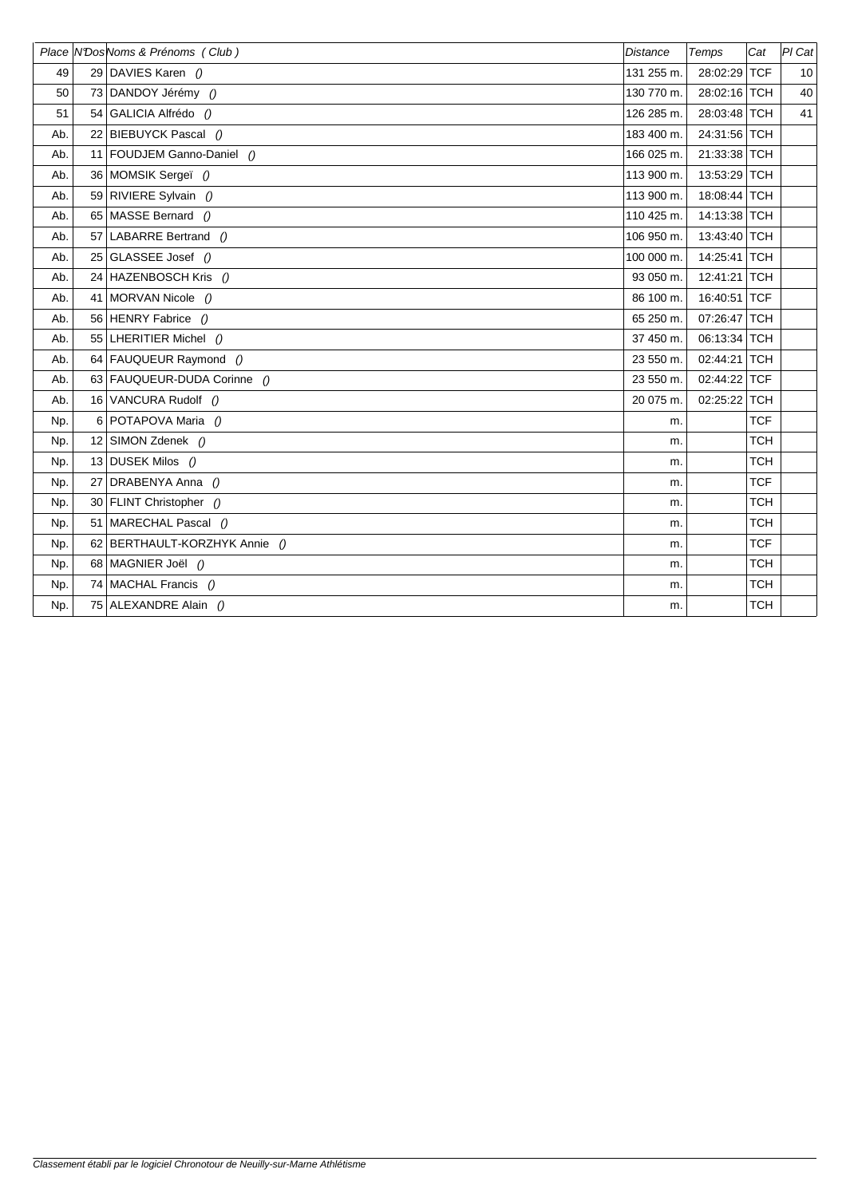| Place | N°Dos | Noms & Prénoms ( Club ) | Distance | Temps | Cat | Pl Cat |
|---|---|---|---|---|---|---|
| 49 | 29 | DAVIES Karen () | 131 255 m. | 28:02:29 | TCF | 10 |
| 50 | 73 | DANDOY Jérémy () | 130 770 m. | 28:02:16 | TCH | 40 |
| 51 | 54 | GALICIA Alfrédo () | 126 285 m. | 28:03:48 | TCH | 41 |
| Ab. | 22 | BIEBUYCK Pascal () | 183 400 m. | 24:31:56 | TCH | |
| Ab. | 11 | FOUDJEM Ganno-Daniel () | 166 025 m. | 21:33:38 | TCH | |
| Ab. | 36 | MOMSIK Sergeï () | 113 900 m. | 13:53:29 | TCH | |
| Ab. | 59 | RIVIERE Sylvain () | 113 900 m. | 18:08:44 | TCH | |
| Ab. | 65 | MASSE Bernard () | 110 425 m. | 14:13:38 | TCH | |
| Ab. | 57 | LABARRE Bertrand () | 106 950 m. | 13:43:40 | TCH | |
| Ab. | 25 | GLASSEE Josef () | 100 000 m. | 14:25:41 | TCH | |
| Ab. | 24 | HAZENBOSCH Kris () | 93 050 m. | 12:41:21 | TCH | |
| Ab. | 41 | MORVAN Nicole () | 86 100 m. | 16:40:51 | TCF | |
| Ab. | 56 | HENRY Fabrice () | 65 250 m. | 07:26:47 | TCH | |
| Ab. | 55 | LHERITIER Michel () | 37 450 m. | 06:13:34 | TCH | |
| Ab. | 64 | FAUQUEUR Raymond () | 23 550 m. | 02:44:21 | TCH | |
| Ab. | 63 | FAUQUEUR-DUDA Corinne () | 23 550 m. | 02:44:22 | TCF | |
| Ab. | 16 | VANCURA Rudolf () | 20 075 m. | 02:25:22 | TCH | |
| Np. | 6 | POTAPOVA Maria () | m. | | TCF | |
| Np. | 12 | SIMON Zdenek () | m. | | TCH | |
| Np. | 13 | DUSEK Milos () | m. | | TCH | |
| Np. | 27 | DRABENYA Anna () | m. | | TCF | |
| Np. | 30 | FLINT Christopher () | m. | | TCH | |
| Np. | 51 | MARECHAL Pascal () | m. | | TCH | |
| Np. | 62 | BERTHAULT-KORZHYK Annie () | m. | | TCF | |
| Np. | 68 | MAGNIER Joël () | m. | | TCH | |
| Np. | 74 | MACHAL Francis () | m. | | TCH | |
| Np. | 75 | ALEXANDRE Alain () | m. | | TCH | |

*Classement établi par le logiciel Chronotour de Neuilly-sur-Marne Athlétisme*